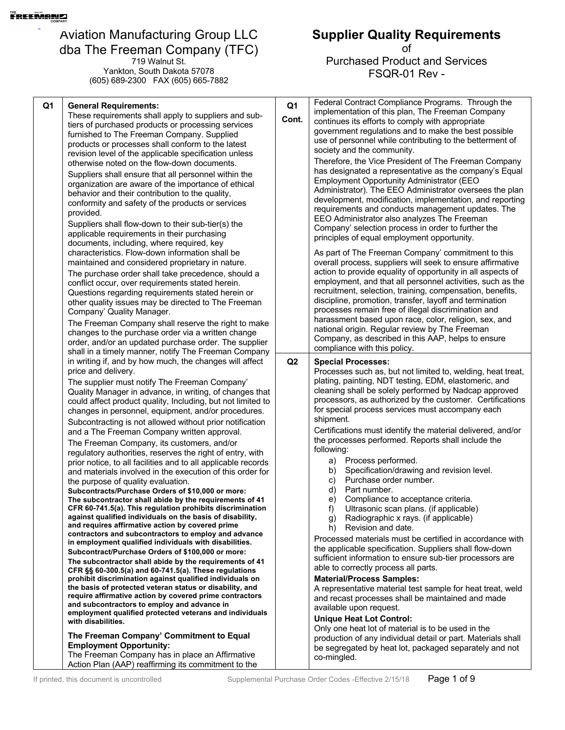Aviation Manufacturing Group LLC
dba The Freeman Company (TFC)
719 Walnut St.
Yankton, South Dakota 57078
(605) 689-2300 FAX (605) 665-7882

# Supplier Quality Requirements

of

Purchased Product and Services

FSQR-01 Rev -

## Q1 General Requirements:

These requirements shall apply to suppliers and sub-tiers of purchased products or processing services furnished to The Freeman Company. Supplied products or processes shall conform to the latest revision level of the applicable specification unless otherwise noted on the flow-down documents.

Suppliers shall ensure that all personnel within the organization are aware of the importance of ethical behavior and their contribution to the quality, conformity and safety of the products or services provided.

Suppliers shall flow-down to their sub-tier(s) the applicable requirements in their purchasing documents, including, where required, key characteristics. Flow-down information shall be maintained and considered proprietary in nature.

The purchase order shall take precedence, should a conflict occur, over requirements stated herein. Questions regarding requirements stated herein or other quality issues may be directed to The Freeman Company' Quality Manager.

The Freeman Company shall reserve the right to make changes to the purchase order via a written change order, and/or an updated purchase order. The supplier shall in a timely manner, notify The Freeman Company in writing if, and by how much, the changes will affect price and delivery.

The supplier must notify The Freeman Company' Quality Manager in advance, in writing, of changes that could affect product quality, Including, but not limited to changes in personnel, equipment, and/or procedures.

Subcontracting is not allowed without prior notification and a The Freeman Company written approval.

The Freeman Company, its customers, and/or regulatory authorities, reserves the right of entry, with prior notice, to all facilities and to all applicable records and materials involved in the execution of this order for the purpose of quality evaluation.

**Subcontracts/Purchase Orders of $10,000 or more:**
**The subcontractor shall abide by the requirements of 41 CFR 60-741.5(a). This regulation prohibits discrimination against qualified individuals on the basis of disability, and requires affirmative action by covered prime contractors and subcontractors to employ and advance in employment qualified individuals with disabilities.**

**Subcontract/Purchase Orders of $100,000 or more:**
**The subcontractor shall abide by the requirements of 41 CFR §§ 60-300.5(a) and 60-741.5(a). These regulations prohibit discrimination against qualified individuals on the basis of protected veteran status or disability, and require affirmative action by covered prime contractors and subcontractors to employ and advance in employment qualified protected veterans and individuals with disabilities.**

### The Freeman Company' Commitment to Equal Employment Opportunity:

The Freeman Company has in place an Affirmative Action Plan (AAP) reaffirming its commitment to the Federal Contract Compliance Programs. Through the implementation of this plan, The Freeman Company continues its efforts to comply with appropriate government regulations and to make the best possible use of personnel while contributing to the betterment of society and the community.

Therefore, the Vice President of The Freeman Company has designated a representative as the company's Equal Employment Opportunity Administrator (EEO Administrator). The EEO Administrator oversees the plan development, modification, implementation, and reporting requirements and conducts management updates. The EEO Administrator also analyzes The Freeman Company' selection process in order to further the principles of equal employment opportunity.

As part of The Freeman Company' commitment to this overall process, suppliers will seek to ensure affirmative action to provide equality of opportunity in all aspects of employment, and that all personnel activities, such as the recruitment, selection, training, compensation, benefits, discipline, promotion, transfer, layoff and termination processes remain free of illegal discrimination and harassment based upon race, color, religion, sex, and national origin. Regular review by The Freeman Company, as described in this AAP, helps to ensure compliance with this policy.

## Q2 Special Processes:

Processes such as, but not limited to, welding, heat treat, plating, painting, NDT testing, EDM, elastomeric, and cleaning shall be solely performed by Nadcap approved processors, as authorized by the customer. Certifications for special process services must accompany each shipment.

Certifications must identify the material delivered, and/or the processes performed. Reports shall include the following:

a) Process performed.
b) Specification/drawing and revision level.
c) Purchase order number.
d) Part number.
e) Compliance to acceptance criteria.
f) Ultrasonic scan plans. (if applicable)
g) Radiographic x rays. (if applicable)
h) Revision and date.

Processed materials must be certified in accordance with the applicable specification. Suppliers shall flow-down sufficient information to ensure sub-tier processors are able to correctly process all parts.

### Material/Process Samples:

A representative material test sample for heat treat, weld and recast processes shall be maintained and made available upon request.

### Unique Heat Lot Control:

Only one heat lot of material is to be used in the production of any individual detail or part. Materials shall be segregated by heat lot, packaged separately and not co-mingled.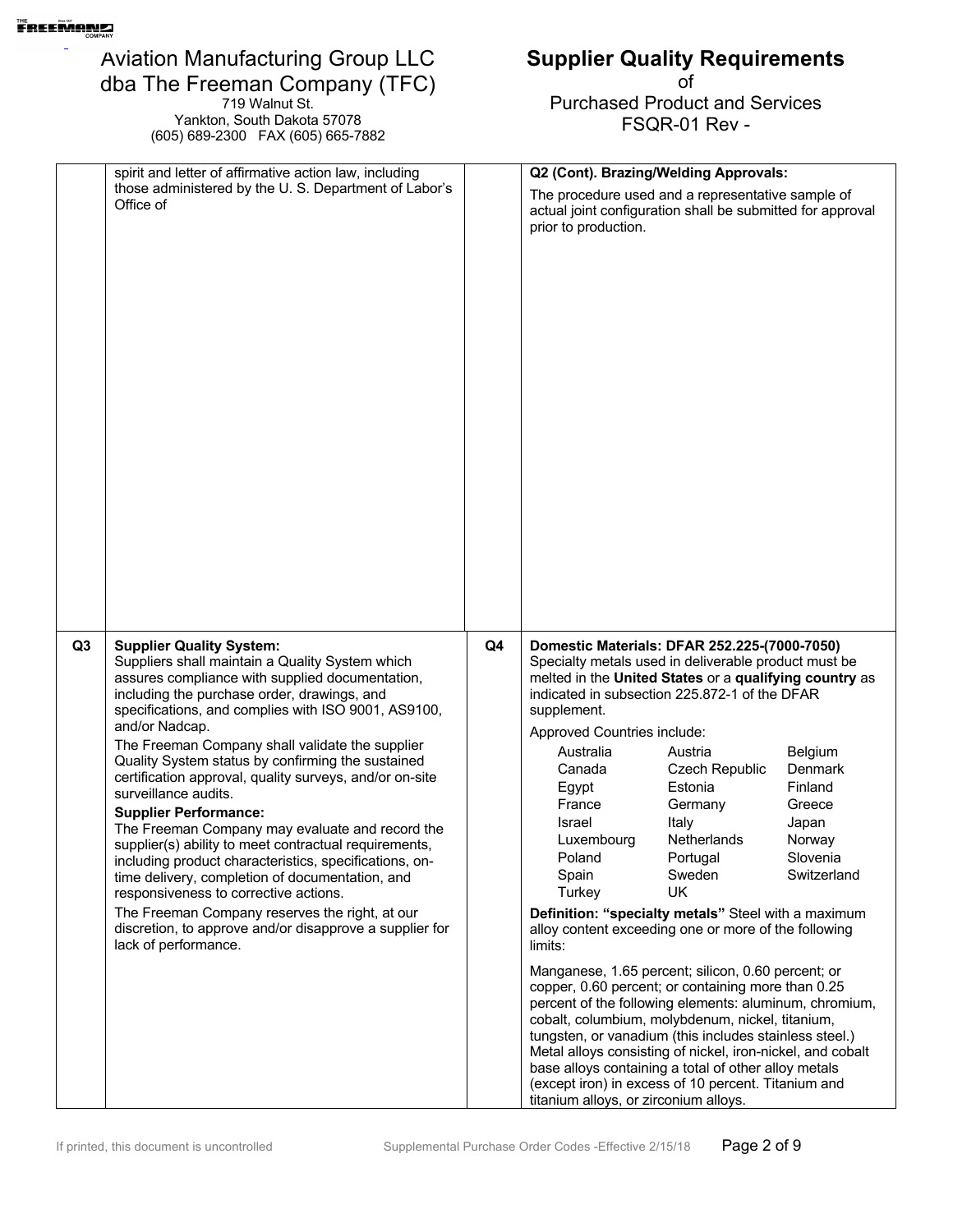spirit and letter of affirmative action law, including those administered by the U. S. Department of Labor's Office of

**Q2 (Cont). Brazing/Welding Approvals:**

The procedure used and a representative sample of actual joint configuration shall be submitted for approval prior to production.

**Q3**

**Supplier Quality System:**
Suppliers shall maintain a Quality System which assures compliance with supplied documentation, including the purchase order, drawings, and specifications, and complies with ISO 9001, AS9100, and/or Nadcap.

The Freeman Company shall validate the supplier Quality System status by confirming the sustained certification approval, quality surveys, and/or on-site surveillance audits.

**Supplier Performance:**
The Freeman Company may evaluate and record the supplier(s) ability to meet contractual requirements, including product characteristics, specifications, on-time delivery, completion of documentation, and responsiveness to corrective actions.

The Freeman Company reserves the right, at our discretion, to approve and/or disapprove a supplier for lack of performance.

**Q4**

**Domestic Materials: DFAR 252.225-(7000-7050)**
Specialty metals used in deliverable product must be melted in the **United States** or a **qualifying country** as indicated in subsection 225.872-1 of the DFAR supplement.

Approved Countries include:

| | | |
|---|---|---|
| Australia | Austria | Belgium |
| Canada | Czech Republic | Denmark |
| Egypt | Estonia | Finland |
| France | Germany | Greece |
| Israel | Italy | Japan |
| Luxembourg | Netherlands | Norway |
| Poland | Portugal | Slovenia |
| Spain | Sweden | Switzerland |
| Turkey | UK | |

**Definition: "specialty metals"** Steel with a maximum alloy content exceeding one or more of the following limits:

Manganese, 1.65 percent; silicon, 0.60 percent; or copper, 0.60 percent; or containing more than 0.25 percent of the following elements: aluminum, chromium, cobalt, columbium, molybdenum, nickel, titanium, tungsten, or vanadium (this includes stainless steel.) Metal alloys consisting of nickel, iron-nickel, and cobalt base alloys containing a total of other alloy metals (except iron) in excess of 10 percent. Titanium and titanium alloys, or zirconium alloys.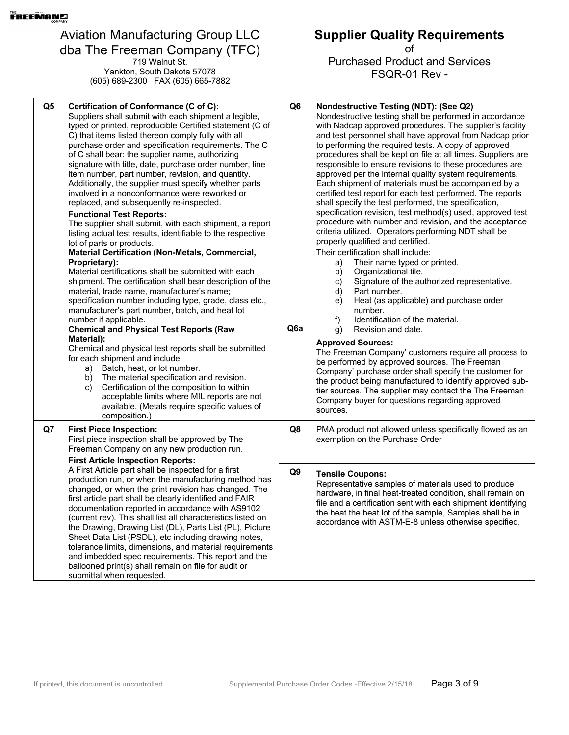Aviation Manufacturing Group LLC
dba The Freeman Company (TFC)
719 Walnut St.
Yankton, South Dakota 57078
(605) 689-2300 FAX (605) 665-7882

# Supplier Quality Requirements
of
Purchased Product and Services
FSQR-01 Rev -

**Q5**

**Certification of Conformance (C of C):**
Suppliers shall submit with each shipment a legible, typed or printed, reproducible Certified statement (C of C) that items listed thereon comply fully with all purchase order and specification requirements. The C of C shall bear: the supplier name, authorizing signature with title, date, purchase order number, line item number, part number, revision, and quantity. Additionally, the supplier must specify whether parts involved in a nonconformance were reworked or replaced, and subsequently re-inspected.

**Functional Test Reports:**
The supplier shall submit, with each shipment, a report listing actual test results, identifiable to the respective lot of parts or products.

**Material Certification (Non-Metals, Commercial, Proprietary):**
Material certifications shall be submitted with each shipment. The certification shall bear description of the material, trade name, manufacturer's name; specification number including type, grade, class etc., manufacturer's part number, batch, and heat lot number if applicable.

**Chemical and Physical Test Reports (Raw Material):**
Chemical and physical test reports shall be submitted for each shipment and include:

a) Batch, heat, or lot number.
b) The material specification and revision.
c) Certification of the composition to within acceptable limits where MIL reports are not available. (Metals require specific values of composition.)

**Q6**

**Nondestructive Testing (NDT): (See Q2)**
Nondestructive testing shall be performed in accordance with Nadcap approved procedures. The supplier's facility and test personnel shall have approval from Nadcap prior to performing the required tests. A copy of approved procedures shall be kept on file at all times. Suppliers are responsible to ensure revisions to these procedures are approved per the internal quality system requirements. Each shipment of materials must be accompanied by a certified test report for each test performed. The reports shall specify the test performed, the specification, specification revision, test method(s) used, approved test procedure with number and revision, and the acceptance criteria utilized. Operators performing NDT shall be properly qualified and certified.

Their certification shall include:

a) Their name typed or printed.
b) Organizational tile.
c) Signature of the authorized representative.
d) Part number.
e) Heat (as applicable) and purchase order number.
f) Identification of the material.
g) Revision and date.

**Q6a**

**Approved Sources:**
The Freeman Company' customers require all process to be performed by approved sources. The Freeman Company' purchase order shall specify the customer for the product being manufactured to identify approved sub-tier sources. The supplier may contact the The Freeman Company buyer for questions regarding approved sources.

**Q7**

**First Piece Inspection:**
First piece inspection shall be approved by The Freeman Company on any new production run.

**First Article Inspection Reports:**
A First Article part shall be inspected for a first production run, or when the manufacturing method has changed, or when the print revision has changed. The first article part shall be clearly identified and FAIR documentation reported in accordance with AS9102 (current rev). This shall list all characteristics listed on the Drawing, Drawing List (DL), Parts List (PL), Picture Sheet Data List (PSDL), etc including drawing notes, tolerance limits, dimensions, and material requirements and imbedded spec requirements. This report and the ballooned print(s) shall remain on file for audit or submittal when requested.

**Q8**

PMA product not allowed unless specifically flowed as an exemption on the Purchase Order

**Q9**

**Tensile Coupons:**
Representative samples of materials used to produce hardware, in final heat-treated condition, shall remain on file and a certification sent with each shipment identifying the heat the heat lot of the sample, Samples shall be in accordance with ASTM-E-8 unless otherwise specified.

If printed, this document is uncontrolled — Supplemental Purchase Order Codes -Effective 2/15/18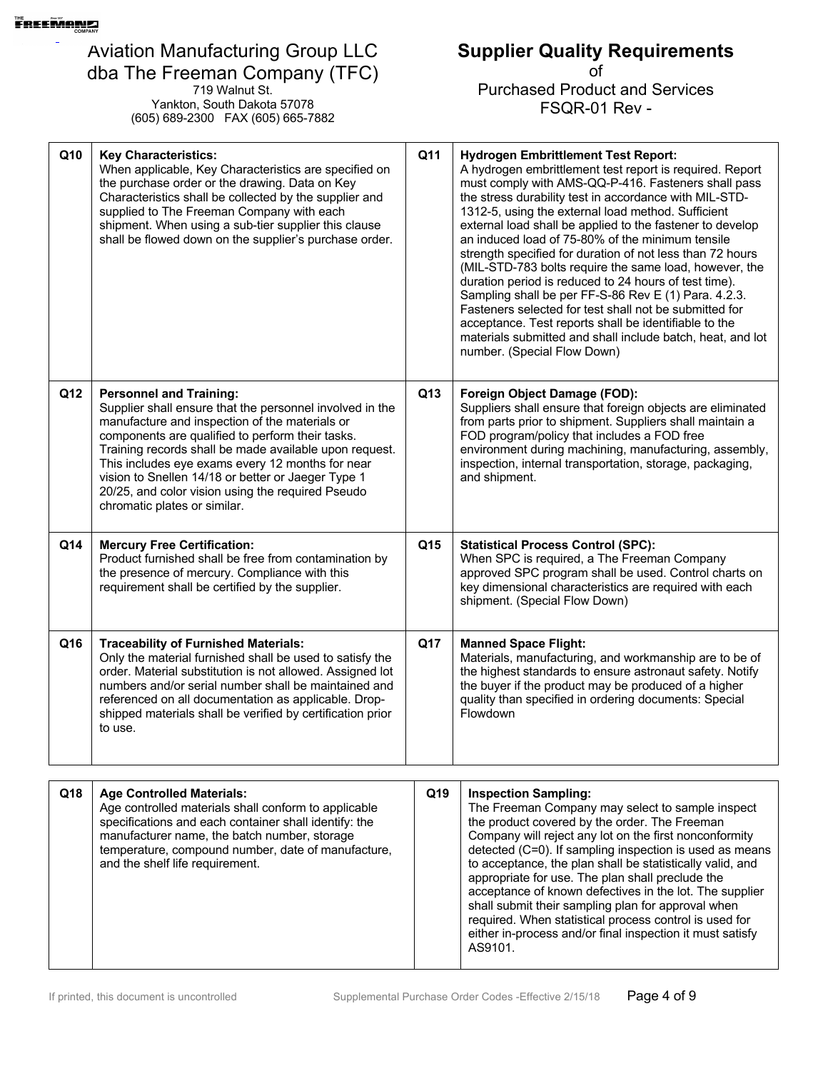Aviation Manufacturing Group LLC
dba The Freeman Company (TFC)
719 Walnut St.
Yankton, South Dakota 57078
(605) 689-2300 FAX (605) 665-7882

# Supplier Quality Requirements
of
Purchased Product and Services
FSQR-01 Rev -

| | | | |
|---|---|---|---|
| Q10 | **Key Characteristics:** When applicable, Key Characteristics are specified on the purchase order or the drawing. Data on Key Characteristics shall be collected by the supplier and supplied to The Freeman Company with each shipment. When using a sub-tier supplier this clause shall be flowed down on the supplier's purchase order. | Q11 | **Hydrogen Embrittlement Test Report:** A hydrogen embrittlement test report is required. Report must comply with AMS-QQ-P-416. Fasteners shall pass the stress durability test in accordance with MIL-STD-1312-5, using the external load method. Sufficient external load shall be applied to the fastener to develop an induced load of 75-80% of the minimum tensile strength specified for duration of not less than 72 hours (MIL-STD-783 bolts require the same load, however, the duration period is reduced to 24 hours of test time). Sampling shall be per FF-S-86 Rev E (1) Para. 4.2.3. Fasteners selected for test shall not be submitted for acceptance. Test reports shall be identifiable to the materials submitted and shall include batch, heat, and lot number. (Special Flow Down) |
| Q12 | **Personnel and Training:** Supplier shall ensure that the personnel involved in the manufacture and inspection of the materials or components are qualified to perform their tasks. Training records shall be made available upon request. This includes eye exams every 12 months for near vision to Snellen 14/18 or better or Jaeger Type 1 20/25, and color vision using the required Pseudo chromatic plates or similar. | Q13 | **Foreign Object Damage (FOD):** Suppliers shall ensure that foreign objects are eliminated from parts prior to shipment. Suppliers shall maintain a FOD program/policy that includes a FOD free environment during machining, manufacturing, assembly, inspection, internal transportation, storage, packaging, and shipment. |
| Q14 | **Mercury Free Certification:** Product furnished shall be free from contamination by the presence of mercury. Compliance with this requirement shall be certified by the supplier. | Q15 | **Statistical Process Control (SPC):** When SPC is required, a The Freeman Company approved SPC program shall be used. Control charts on key dimensional characteristics are required with each shipment. (Special Flow Down) |
| Q16 | **Traceability of Furnished Materials:** Only the material furnished shall be used to satisfy the order. Material substitution is not allowed. Assigned lot numbers and/or serial number shall be maintained and referenced on all documentation as applicable. Drop-shipped materials shall be verified by certification prior to use. | Q17 | **Manned Space Flight:** Materials, manufacturing, and workmanship are to be of the highest standards to ensure astronaut safety. Notify the buyer if the product may be produced of a higher quality than specified in ordering documents: Special Flowdown |

| | | | |
|---|---|---|---|
| Q18 | **Age Controlled Materials:** Age controlled materials shall conform to applicable specifications and each container shall identify: the manufacturer name, the batch number, storage temperature, compound number, date of manufacture, and the shelf life requirement. | Q19 | **Inspection Sampling:** The Freeman Company may select to sample inspect the product covered by the order. The Freeman Company will reject any lot on the first nonconformity detected (C=0). If sampling inspection is used as means to acceptance, the plan shall be statistically valid, and appropriate for use. The plan shall preclude the acceptance of known defectives in the lot. The supplier shall submit their sampling plan for approval when required. When statistical process control is used for either in-process and/or final inspection it must satisfy AS9101. |

If printed, this document is uncontrolled — Supplemental Purchase Order Codes -Effective 2/15/18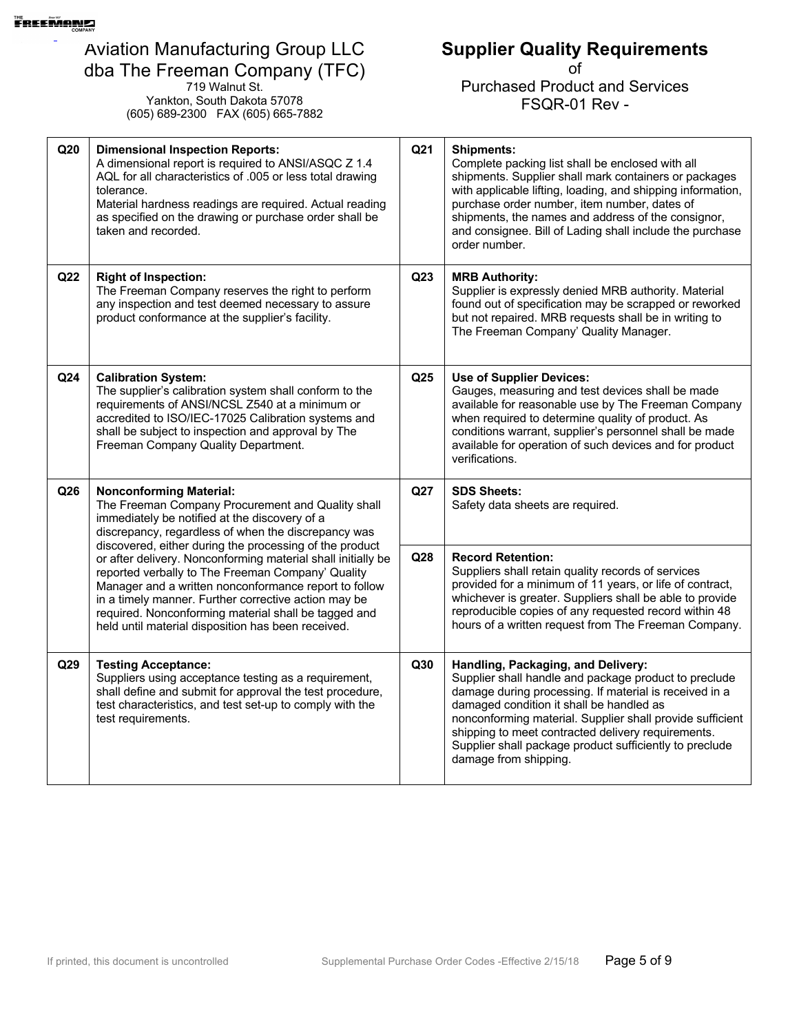Aviation Manufacturing Group LLC
dba The Freeman Company (TFC)
719 Walnut St.
Yankton, South Dakota 57078
(605) 689-2300 FAX (605) 665-7882

# Supplier Quality Requirements
of
Purchased Product and Services
FSQR-01 Rev -

| | | | |
|---|---|---|---|
| Q20 | **Dimensional Inspection Reports:** A dimensional report is required to ANSI/ASQC Z 1.4 AQL for all characteristics of .005 or less total drawing tolerance. Material hardness readings are required. Actual reading as specified on the drawing or purchase order shall be taken and recorded. | Q21 | **Shipments:** Complete packing list shall be enclosed with all shipments. Supplier shall mark containers or packages with applicable lifting, loading, and shipping information, purchase order number, item number, dates of shipments, the names and address of the consignor, and consignee. Bill of Lading shall include the purchase order number. |
| Q22 | **Right of Inspection:** The Freeman Company reserves the right to perform any inspection and test deemed necessary to assure product conformance at the supplier's facility. | Q23 | **MRB Authority:** Supplier is expressly denied MRB authority. Material found out of specification may be scrapped or reworked but not repaired. MRB requests shall be in writing to The Freeman Company' Quality Manager. |
| Q24 | **Calibration System:** The supplier's calibration system shall conform to the requirements of ANSI/NCSL Z540 at a minimum or accredited to ISO/IEC-17025 Calibration systems and shall be subject to inspection and approval by The Freeman Company Quality Department. | Q25 | **Use of Supplier Devices:** Gauges, measuring and test devices shall be made available for reasonable use by The Freeman Company when required to determine quality of product. As conditions warrant, supplier's personnel shall be made available for operation of such devices and for product verifications. |
| Q26 | **Nonconforming Material:** The Freeman Company Procurement and Quality shall immediately be notified at the discovery of a discrepancy, regardless of when the discrepancy was discovered, either during the processing of the product or after delivery. Nonconforming material shall initially be reported verbally to The Freeman Company' Quality Manager and a written nonconformance report to follow in a timely manner. Further corrective action may be required. Nonconforming material shall be tagged and held until material disposition has been received. | Q27 | **SDS Sheets:** Safety data sheets are required. |
| | | Q28 | **Record Retention:** Suppliers shall retain quality records of services provided for a minimum of 11 years, or life of contract, whichever is greater. Suppliers shall be able to provide reproducible copies of any requested record within 48 hours of a written request from The Freeman Company. |
| Q29 | **Testing Acceptance:** Suppliers using acceptance testing as a requirement, shall define and submit for approval the test procedure, test characteristics, and test set-up to comply with the test requirements. | Q30 | **Handling, Packaging, and Delivery:** Supplier shall handle and package product to preclude damage during processing. If material is received in a damaged condition it shall be handled as nonconforming material. Supplier shall provide sufficient shipping to meet contracted delivery requirements. Supplier shall package product sufficiently to preclude damage from shipping. |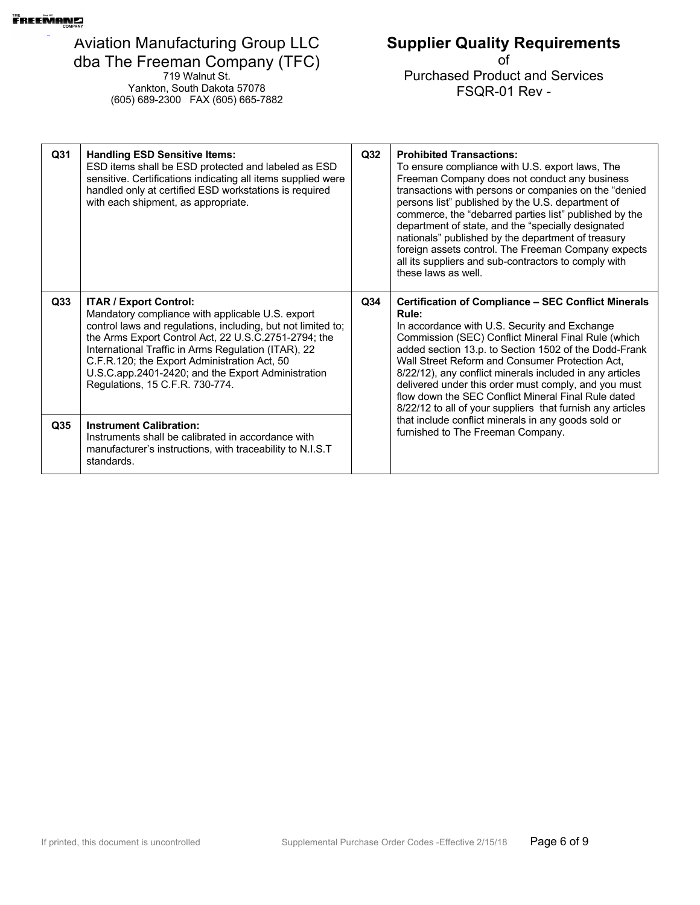| Code | Requirement | Code | Requirement |
|---|---|---|---|
| Q31 | **Handling ESD Sensitive Items:** ESD items shall be ESD protected and labeled as ESD sensitive. Certifications indicating all items supplied were handled only at certified ESD workstations is required with each shipment, as appropriate. | Q32 | **Prohibited Transactions:** To ensure compliance with U.S. export laws, The Freeman Company does not conduct any business transactions with persons or companies on the "denied persons list" published by the U.S. department of commerce, the "debarred parties list" published by the department of state, and the "specially designated nationals" published by the department of treasury foreign assets control. The Freeman Company expects all its suppliers and sub-contractors to comply with these laws as well. |
| Q33 | **ITAR / Export Control:** Mandatory compliance with applicable U.S. export control laws and regulations, including, but not limited to; the Arms Export Control Act, 22 U.S.C.2751-2794; the International Traffic in Arms Regulation (ITAR), 22 C.F.R.120; the Export Administration Act, 50 U.S.C.app.2401-2420; and the Export Administration Regulations, 15 C.F.R. 730-774. | Q34 | **Certification of Compliance – SEC Conflict Minerals Rule:** In accordance with U.S. Security and Exchange Commission (SEC) Conflict Mineral Final Rule (which added section 13.p. to Section 1502 of the Dodd-Frank Wall Street Reform and Consumer Protection Act, 8/22/12), any conflict minerals included in any articles delivered under this order must comply, and you must flow down the SEC Conflict Mineral Final Rule dated 8/22/12 to all of your suppliers that furnish any articles that include conflict minerals in any goods sold or furnished to The Freeman Company. |
| Q35 | **Instrument Calibration:** Instruments shall be calibrated in accordance with manufacturer's instructions, with traceability to N.I.S.T standards. | | |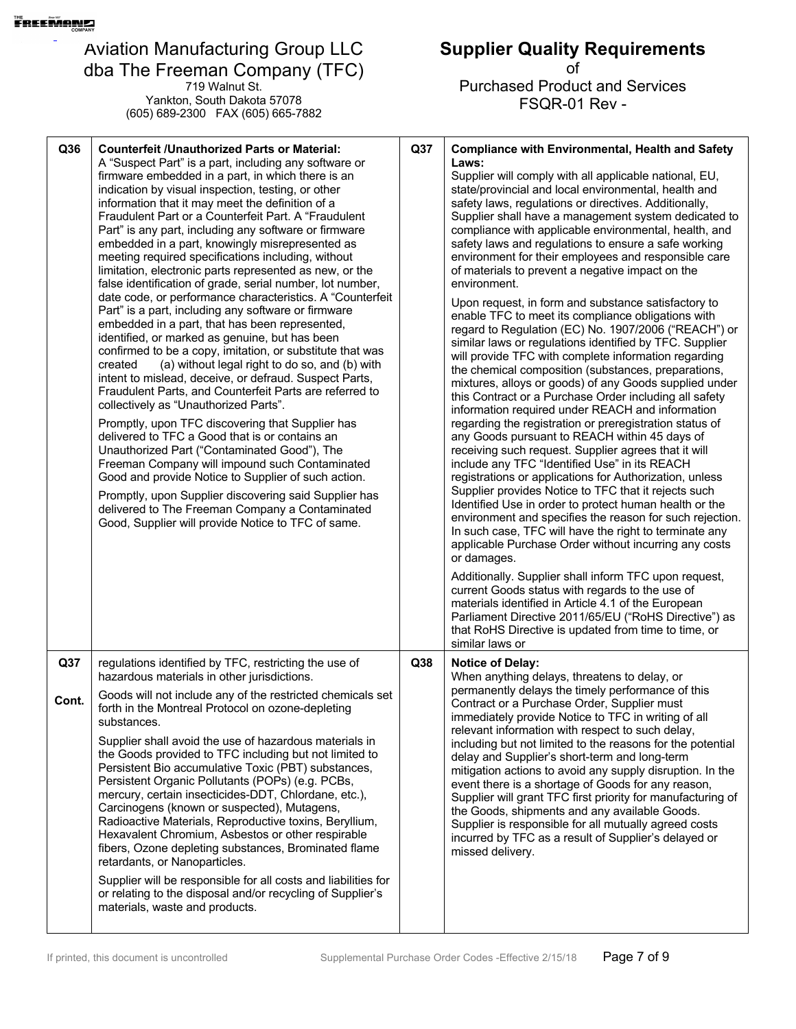Aviation Manufacturing Group LLC
dba The Freeman Company (TFC)
719 Walnut St.
Yankton, South Dakota 57078
(605) 689-2300 FAX (605) 665-7882

**Supplier Quality Requirements**
of
Purchased Product and Services
FSQR-01 Rev -

**Q36 Counterfeit /Unauthorized Parts or Material:**

A "Suspect Part" is a part, including any software or firmware embedded in a part, in which there is an indication by visual inspection, testing, or other information that it may meet the definition of a Fraudulent Part or a Counterfeit Part. A "Fraudulent Part" is any part, including any software or firmware embedded in a part, knowingly misrepresented as meeting required specifications including, without limitation, electronic parts represented as new, or the false identification of grade, serial number, lot number, date code, or performance characteristics. A "Counterfeit Part" is a part, including any software or firmware embedded in a part, that has been represented, identified, or marked as genuine, but has been confirmed to be a copy, imitation, or substitute that was created (a) without legal right to do so, and (b) with intent to mislead, deceive, or defraud. Suspect Parts, Fraudulent Parts, and Counterfeit Parts are referred to collectively as "Unauthorized Parts".

Promptly, upon TFC discovering that Supplier has delivered to TFC a Good that is or contains an Unauthorized Part ("Contaminated Good"), The Freeman Company will impound such Contaminated Good and provide Notice to Supplier of such action.

Promptly, upon Supplier discovering said Supplier has delivered to The Freeman Company a Contaminated Good, Supplier will provide Notice to TFC of same.

**Q37 Compliance with Environmental, Health and Safety Laws:**

Supplier will comply with all applicable national, EU, state/provincial and local environmental, health and safety laws, regulations or directives. Additionally, Supplier shall have a management system dedicated to compliance with applicable environmental, health, and safety laws and regulations to ensure a safe working environment for their employees and responsible care of materials to prevent a negative impact on the environment.

Upon request, in form and substance satisfactory to enable TFC to meet its compliance obligations with regard to Regulation (EC) No. 1907/2006 ("REACH") or similar laws or regulations identified by TFC. Supplier will provide TFC with complete information regarding the chemical composition (substances, preparations, mixtures, alloys or goods) of any Goods supplied under this Contract or a Purchase Order including all safety information required under REACH and information regarding the registration or preregistration status of any Goods pursuant to REACH within 45 days of receiving such request. Supplier agrees that it will include any TFC "Identified Use" in its REACH registrations or applications for Authorization, unless Supplier provides Notice to TFC that it rejects such Identified Use in order to protect human health or the environment and specifies the reason for such rejection. In such case, TFC will have the right to terminate any applicable Purchase Order without incurring any costs or damages.

Additionally. Supplier shall inform TFC upon request, current Goods status with regards to the use of materials identified in Article 4.1 of the European Parliament Directive 2011/65/EU ("RoHS Directive") as that RoHS Directive is updated from time to time, or similar laws or

**Q37 Cont.**

regulations identified by TFC, restricting the use of hazardous materials in other jurisdictions.

Goods will not include any of the restricted chemicals set forth in the Montreal Protocol on ozone-depleting substances.

Supplier shall avoid the use of hazardous materials in the Goods provided to TFC including but not limited to Persistent Bio accumulative Toxic (PBT) substances, Persistent Organic Pollutants (POPs) (e.g. PCBs, mercury, certain insecticides-DDT, Chlordane, etc.), Carcinogens (known or suspected), Mutagens, Radioactive Materials, Reproductive toxins, Beryllium, Hexavalent Chromium, Asbestos or other respirable fibers, Ozone depleting substances, Brominated flame retardants, or Nanoparticles.

Supplier will be responsible for all costs and liabilities for or relating to the disposal and/or recycling of Supplier's materials, waste and products.

**Q38 Notice of Delay:**

When anything delays, threatens to delay, or permanently delays the timely performance of this Contract or a Purchase Order, Supplier must immediately provide Notice to TFC in writing of all relevant information with respect to such delay, including but not limited to the reasons for the potential delay and Supplier's short-term and long-term mitigation actions to avoid any supply disruption. In the event there is a shortage of Goods for any reason, Supplier will grant TFC first priority for manufacturing of the Goods, shipments and any available Goods. Supplier is responsible for all mutually agreed costs incurred by TFC as a result of Supplier's delayed or missed delivery.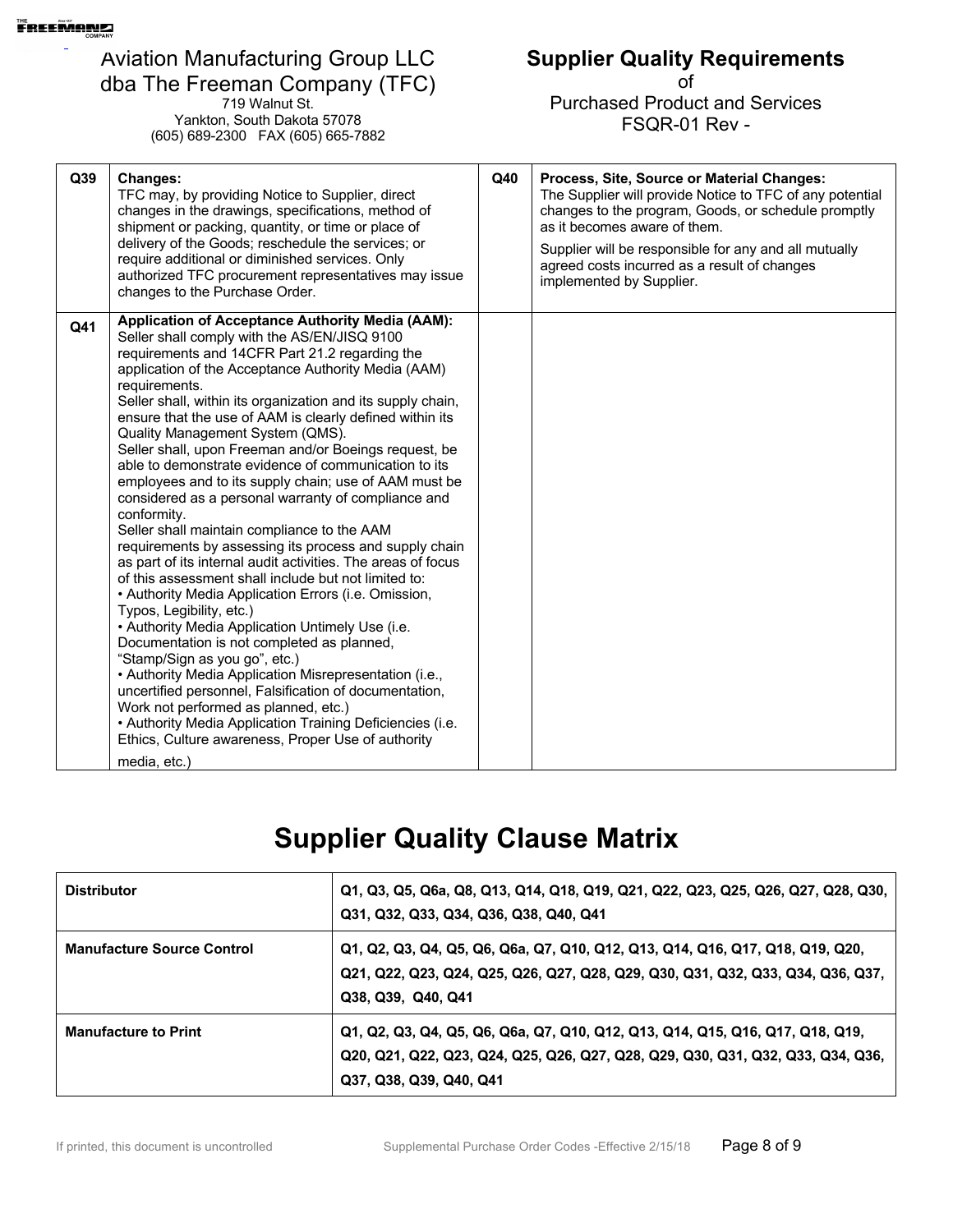| Q39 | **Changes:** TFC may, by providing Notice to Supplier, direct changes in the drawings, specifications, method of shipment or packing, quantity, or time or place of delivery of the Goods; reschedule the services; or require additional or diminished services. Only authorized TFC procurement representatives may issue changes to the Purchase Order. | Q40 | **Process, Site, Source or Material Changes:** The Supplier will provide Notice to TFC of any potential changes to the program, Goods, or schedule promptly as it becomes aware of them.<br><br>Supplier will be responsible for any and all mutually agreed costs incurred as a result of changes implemented by Supplier. |
|---|---|---|---|
| Q41 | **Application of Acceptance Authority Media (AAM):** Seller shall comply with the AS/EN/JISQ 9100 requirements and 14CFR Part 21.2 regarding the application of the Acceptance Authority Media (AAM) requirements.<br>Seller shall, within its organization and its supply chain, ensure that the use of AAM is clearly defined within its Quality Management System (QMS).<br>Seller shall, upon Freeman and/or Boeings request, be able to demonstrate evidence of communication to its employees and to its supply chain; use of AAM must be considered as a personal warranty of compliance and conformity.<br>Seller shall maintain compliance to the AAM requirements by assessing its process and supply chain as part of its internal audit activities. The areas of focus of this assessment shall include but not limited to:<br>• Authority Media Application Errors (i.e. Omission, Typos, Legibility, etc.)<br>• Authority Media Application Untimely Use (i.e. Documentation is not completed as planned, "Stamp/Sign as you go", etc.)<br>• Authority Media Application Misrepresentation (i.e., uncertified personnel, Falsification of documentation, Work not performed as planned, etc.)<br>• Authority Media Application Training Deficiencies (i.e. Ethics, Culture awareness, Proper Use of authority media, etc.) | | |

# Supplier Quality Clause Matrix

| | |
|---|---|
| **Distributor** | **Q1, Q3, Q5, Q6a, Q8, Q13, Q14, Q18, Q19, Q21, Q22, Q23, Q25, Q26, Q27, Q28, Q30, Q31, Q32, Q33, Q34, Q36, Q38, Q40, Q41** |
| **Manufacture Source Control** | **Q1, Q2, Q3, Q4, Q5, Q6, Q6a, Q7, Q10, Q12, Q13, Q14, Q16, Q17, Q18, Q19, Q20, Q21, Q22, Q23, Q24, Q25, Q26, Q27, Q28, Q29, Q30, Q31, Q32, Q33, Q34, Q36, Q37, Q38, Q39, Q40, Q41** |
| **Manufacture to Print** | **Q1, Q2, Q3, Q4, Q5, Q6, Q6a, Q7, Q10, Q12, Q13, Q14, Q15, Q16, Q17, Q18, Q19, Q20, Q21, Q22, Q23, Q24, Q25, Q26, Q27, Q28, Q29, Q30, Q31, Q32, Q33, Q34, Q36, Q37, Q38, Q39, Q40, Q41** |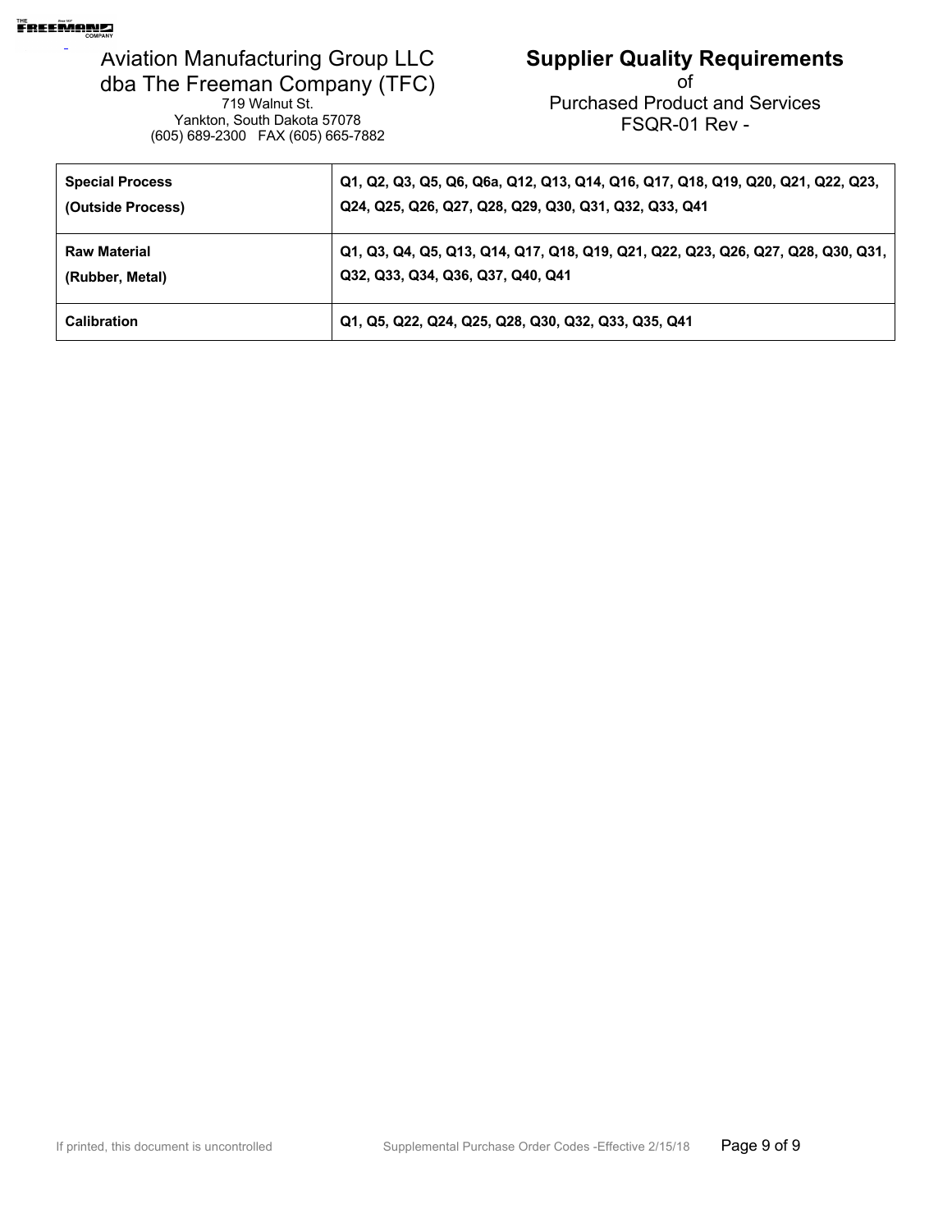| | |
|---|---|
| **Special Process (Outside Process)** | **Q1, Q2, Q3, Q5, Q6, Q6a, Q12, Q13, Q14, Q16, Q17, Q18, Q19, Q20, Q21, Q22, Q23, Q24, Q25, Q26, Q27, Q28, Q29, Q30, Q31, Q32, Q33, Q41** |
| **Raw Material (Rubber, Metal)** | **Q1, Q3, Q4, Q5, Q13, Q14, Q17, Q18, Q19, Q21, Q22, Q23, Q26, Q27, Q28, Q30, Q31, Q32, Q33, Q34, Q36, Q37, Q40, Q41** |
| **Calibration** | **Q1, Q5, Q22, Q24, Q25, Q28, Q30, Q32, Q33, Q35, Q41** |